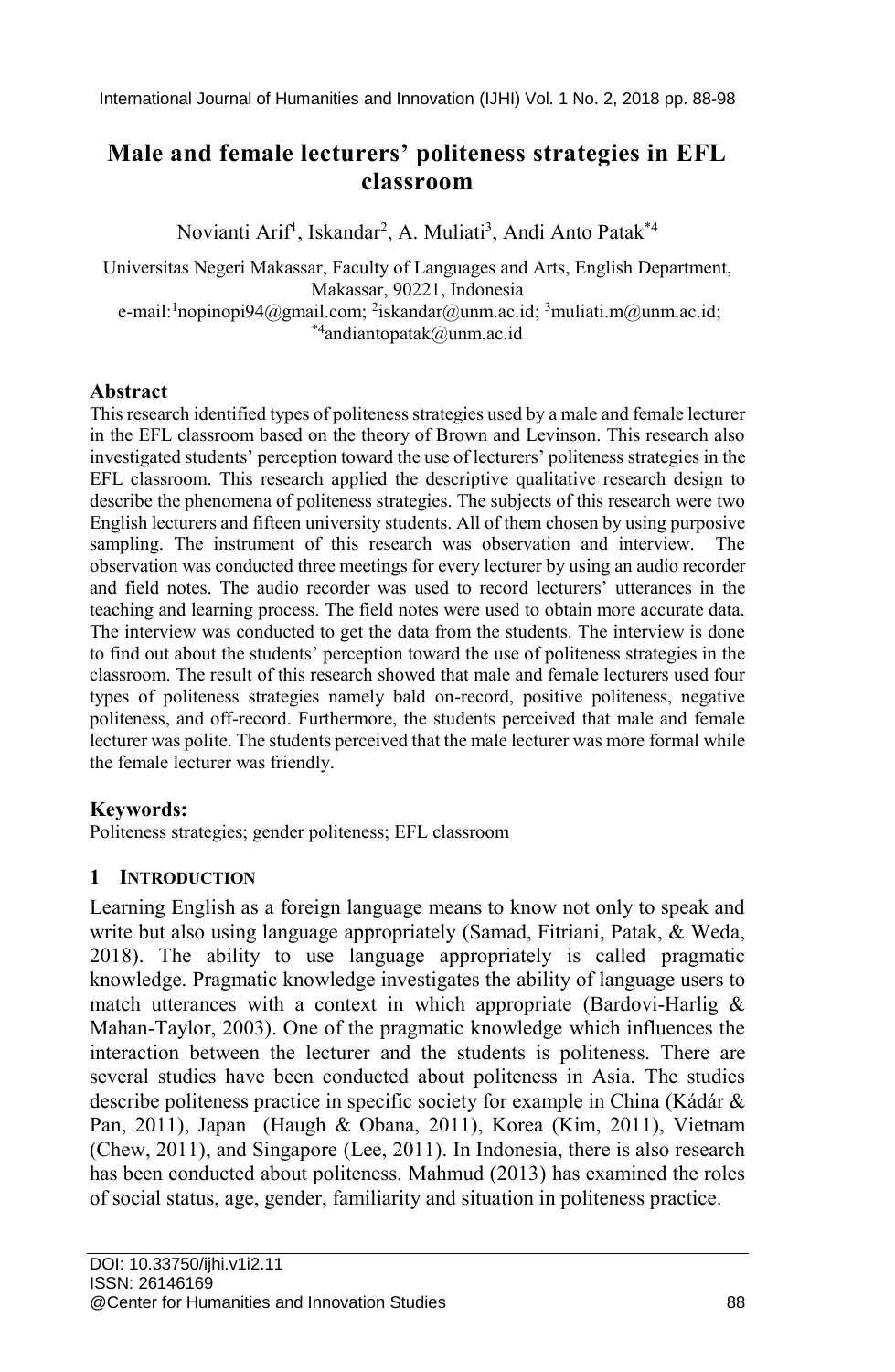# Male and female lecturers' politeness strategies in EFL classroom

Novianti Arif[1], Iskandar[2], A. Muliati[3], Andi Anto Patak[*4]

Universitas Negeri Makassar, Faculty of Languages and Arts, English Department, Makassar, 90221, Indonesia
e-mail:[1]nopinopi94@gmail.com; [2]iskandar@unm.ac.id; [3]muliati.m@unm.ac.id; [*4]andiantopatak@unm.ac.id

## Abstract

This research identified types of politeness strategies used by a male and female lecturer in the EFL classroom based on the theory of Brown and Levinson. This research also investigated students' perception toward the use of lecturers' politeness strategies in the EFL classroom. This research applied the descriptive qualitative research design to describe the phenomena of politeness strategies. The subjects of this research were two English lecturers and fifteen university students. All of them chosen by using purposive sampling. The instrument of this research was observation and interview. The observation was conducted three meetings for every lecturer by using an audio recorder and field notes. The audio recorder was used to record lecturers' utterances in the teaching and learning process. The field notes were used to obtain more accurate data. The interview was conducted to get the data from the students. The interview is done to find out about the students' perception toward the use of politeness strategies in the classroom. The result of this research showed that male and female lecturers used four types of politeness strategies namely bald on-record, positive politeness, negative politeness, and off-record. Furthermore, the students perceived that male and female lecturer was polite. The students perceived that the male lecturer was more formal while the female lecturer was friendly.

### Keywords:

Politeness strategies; gender politeness; EFL classroom

## 1 INTRODUCTION

Learning English as a foreign language means to know not only to speak and write but also using language appropriately (Samad, Fitriani, Patak, & Weda, 2018). The ability to use language appropriately is called pragmatic knowledge. Pragmatic knowledge investigates the ability of language users to match utterances with a context in which appropriate (Bardovi-Harlig & Mahan-Taylor, 2003). One of the pragmatic knowledge which influences the interaction between the lecturer and the students is politeness. There are several studies have been conducted about politeness in Asia. The studies describe politeness practice in specific society for example in China (Kádár & Pan, 2011), Japan (Haugh & Obana, 2011), Korea (Kim, 2011), Vietnam (Chew, 2011), and Singapore (Lee, 2011). In Indonesia, there is also research has been conducted about politeness. Mahmud (2013) has examined the roles of social status, age, gender, familiarity and situation in politeness practice.

DOI: 10.33750/ijhi.v1i2.11
ISSN: 26146169
@Center for Humanities and Innovation Studies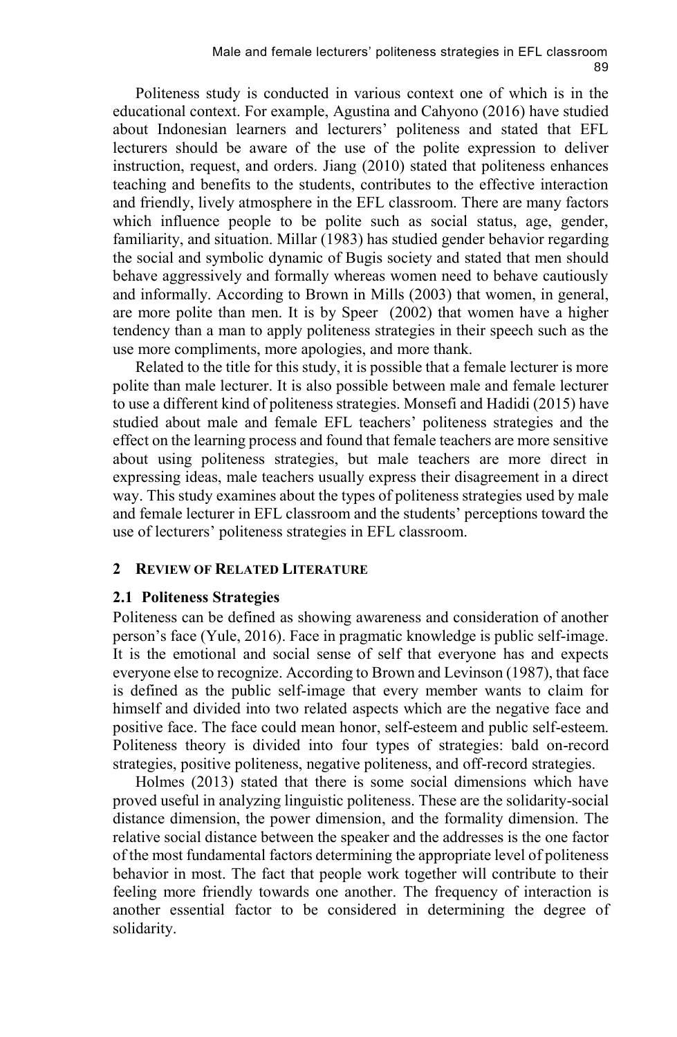Politeness study is conducted in various context one of which is in the educational context. For example, Agustina and Cahyono (2016) have studied about Indonesian learners and lecturers' politeness and stated that EFL lecturers should be aware of the use of the polite expression to deliver instruction, request, and orders. Jiang (2010) stated that politeness enhances teaching and benefits to the students, contributes to the effective interaction and friendly, lively atmosphere in the EFL classroom. There are many factors which influence people to be polite such as social status, age, gender, familiarity, and situation. Millar (1983) has studied gender behavior regarding the social and symbolic dynamic of Bugis society and stated that men should behave aggressively and formally whereas women need to behave cautiously and informally. According to Brown in Mills (2003) that women, in general, are more polite than men. It is by Speer (2002) that women have a higher tendency than a man to apply politeness strategies in their speech such as the use more compliments, more apologies, and more thank.

Related to the title for this study, it is possible that a female lecturer is more polite than male lecturer. It is also possible between male and female lecturer to use a different kind of politeness strategies. Monsefi and Hadidi (2015) have studied about male and female EFL teachers' politeness strategies and the effect on the learning process and found that female teachers are more sensitive about using politeness strategies, but male teachers are more direct in expressing ideas, male teachers usually express their disagreement in a direct way. This study examines about the types of politeness strategies used by male and female lecturer in EFL classroom and the students' perceptions toward the use of lecturers' politeness strategies in EFL classroom.

## 2 REVIEW OF RELATED LITERATURE

### 2.1 Politeness Strategies

Politeness can be defined as showing awareness and consideration of another person's face (Yule, 2016). Face in pragmatic knowledge is public self-image. It is the emotional and social sense of self that everyone has and expects everyone else to recognize. According to Brown and Levinson (1987), that face is defined as the public self-image that every member wants to claim for himself and divided into two related aspects which are the negative face and positive face. The face could mean honor, self-esteem and public self-esteem. Politeness theory is divided into four types of strategies: bald on-record strategies, positive politeness, negative politeness, and off-record strategies.

Holmes (2013) stated that there is some social dimensions which have proved useful in analyzing linguistic politeness. These are the solidarity-social distance dimension, the power dimension, and the formality dimension. The relative social distance between the speaker and the addresses is the one factor of the most fundamental factors determining the appropriate level of politeness behavior in most. The fact that people work together will contribute to their feeling more friendly towards one another. The frequency of interaction is another essential factor to be considered in determining the degree of solidarity.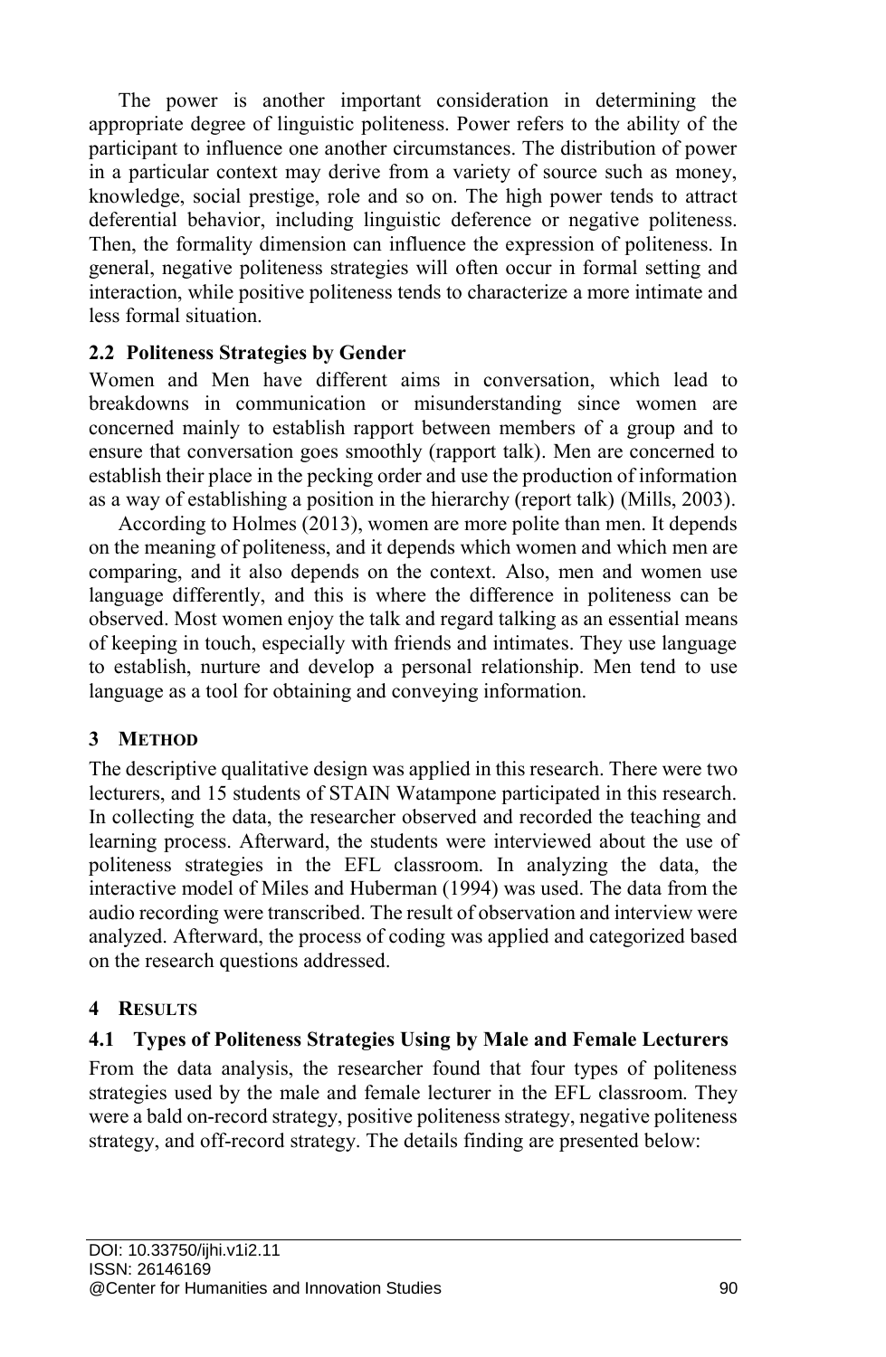The power is another important consideration in determining the appropriate degree of linguistic politeness. Power refers to the ability of the participant to influence one another circumstances. The distribution of power in a particular context may derive from a variety of source such as money, knowledge, social prestige, role and so on. The high power tends to attract deferential behavior, including linguistic deference or negative politeness. Then, the formality dimension can influence the expression of politeness. In general, negative politeness strategies will often occur in formal setting and interaction, while positive politeness tends to characterize a more intimate and less formal situation.

### 2.2 Politeness Strategies by Gender

Women and Men have different aims in conversation, which lead to breakdowns in communication or misunderstanding since women are concerned mainly to establish rapport between members of a group and to ensure that conversation goes smoothly (rapport talk). Men are concerned to establish their place in the pecking order and use the production of information as a way of establishing a position in the hierarchy (report talk) (Mills, 2003).

According to Holmes (2013), women are more polite than men. It depends on the meaning of politeness, and it depends which women and which men are comparing, and it also depends on the context. Also, men and women use language differently, and this is where the difference in politeness can be observed. Most women enjoy the talk and regard talking as an essential means of keeping in touch, especially with friends and intimates. They use language to establish, nurture and develop a personal relationship. Men tend to use language as a tool for obtaining and conveying information.

## 3 Method

The descriptive qualitative design was applied in this research. There were two lecturers, and 15 students of STAIN Watampone participated in this research. In collecting the data, the researcher observed and recorded the teaching and learning process. Afterward, the students were interviewed about the use of politeness strategies in the EFL classroom. In analyzing the data, the interactive model of Miles and Huberman (1994) was used. The data from the audio recording were transcribed. The result of observation and interview were analyzed. Afterward, the process of coding was applied and categorized based on the research questions addressed.

## 4 Results

### 4.1 Types of Politeness Strategies Using by Male and Female Lecturers

From the data analysis, the researcher found that four types of politeness strategies used by the male and female lecturer in the EFL classroom. They were a bald on-record strategy, positive politeness strategy, negative politeness strategy, and off-record strategy. The details finding are presented below: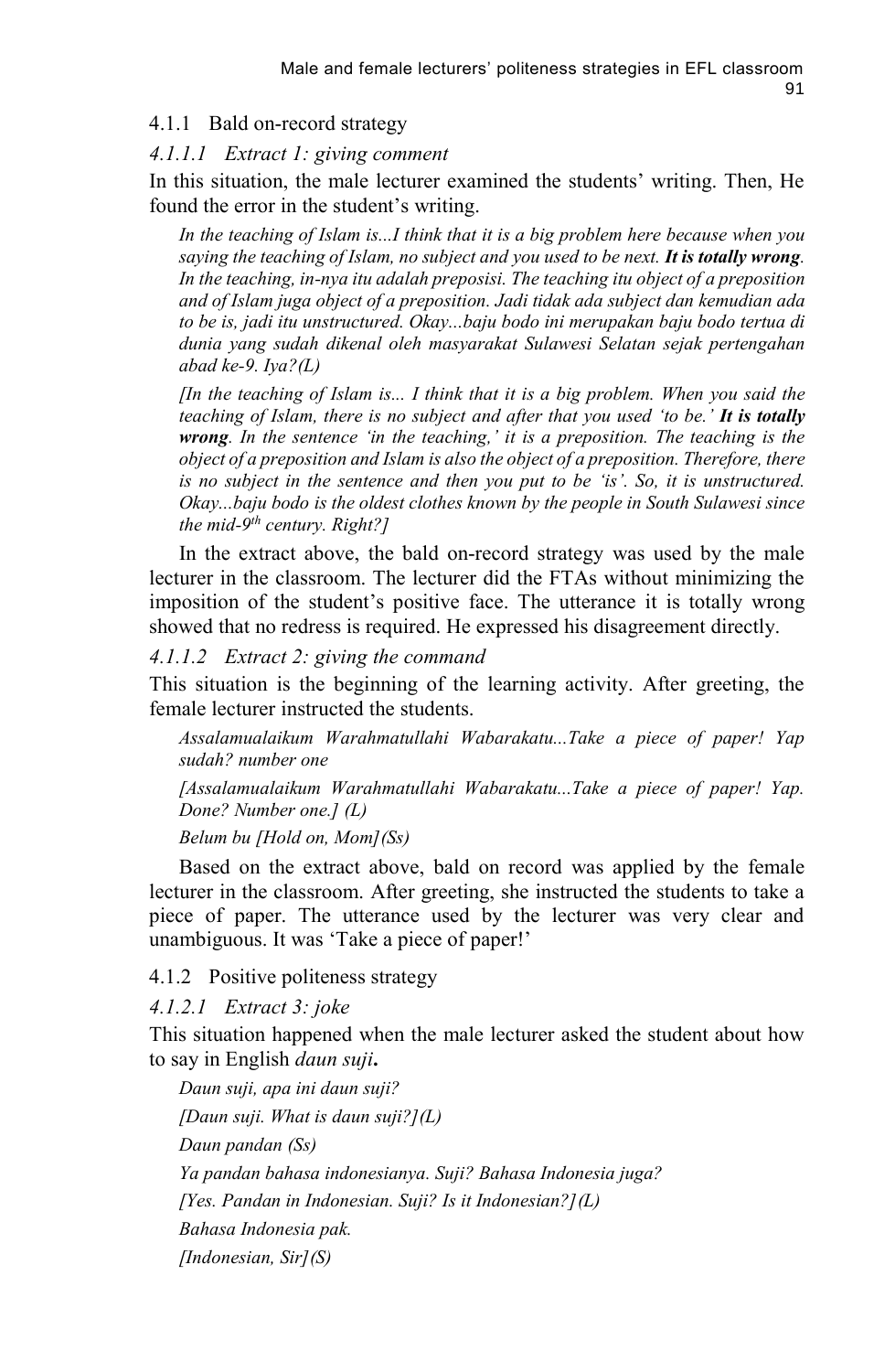### 4.1.1 Bald on-record strategy

#### *4.1.1.1 Extract 1: giving comment*

In this situation, the male lecturer examined the students' writing. Then, He found the error in the student's writing.

> *In the teaching of Islam is...I think that it is a big problem here because when you saying the teaching of Islam, no subject and you used to be next. **It is totally wrong**. In the teaching, in-nya itu adalah preposisi. The teaching itu object of a preposition and of Islam juga object of a preposition. Jadi tidak ada subject dan kemudian ada to be is, jadi itu unstructured. Okay...baju bodo ini merupakan baju bodo tertua di dunia yang sudah dikenal oleh masyarakat Sulawesi Selatan sejak pertengahan abad ke-9. Iya?(L)*
>
> *[In the teaching of Islam is... I think that it is a big problem. When you said the teaching of Islam, there is no subject and after that you used 'to be.' **It is totally wrong**. In the sentence 'in the teaching,' it is a preposition. The teaching is the object of a preposition and Islam is also the object of a preposition. Therefore, there is no subject in the sentence and then you put to be 'is'. So, it is unstructured. Okay...baju bodo is the oldest clothes known by the people in South Sulawesi since the mid-9th century. Right?]*

In the extract above, the bald on-record strategy was used by the male lecturer in the classroom. The lecturer did the FTAs without minimizing the imposition of the student's positive face. The utterance it is totally wrong showed that no redress is required. He expressed his disagreement directly.

#### *4.1.1.2 Extract 2: giving the command*

This situation is the beginning of the learning activity. After greeting, the female lecturer instructed the students.

> *Assalamualaikum Warahmatullahi Wabarakatu...Take a piece of paper! Yap sudah? number one*
>
> *[Assalamualaikum Warahmatullahi Wabarakatu...Take a piece of paper! Yap. Done? Number one.] (L)*
>
> *Belum bu [Hold on, Mom](Ss)*

Based on the extract above, bald on record was applied by the female lecturer in the classroom. After greeting, she instructed the students to take a piece of paper. The utterance used by the lecturer was very clear and unambiguous. It was 'Take a piece of paper!'

### 4.1.2 Positive politeness strategy

#### *4.1.2.1 Extract 3: joke*

This situation happened when the male lecturer asked the student about how to say in English *daun suji***.**

> *Daun suji, apa ini daun suji?*
>
> *[Daun suji. What is daun suji?](L)*
>
> *Daun pandan (Ss)*
>
> *Ya pandan bahasa indonesianya. Suji? Bahasa Indonesia juga?*
>
> *[Yes. Pandan in Indonesian. Suji? Is it Indonesian?](L)*
>
> *Bahasa Indonesia pak.*
>
> *[Indonesian, Sir](S)*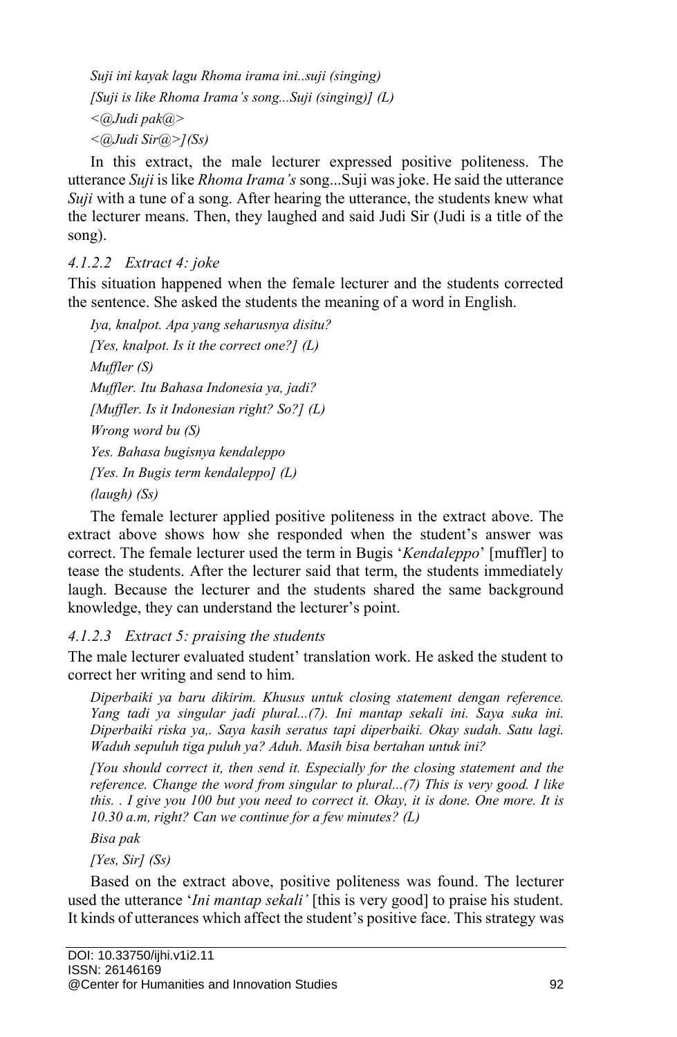*Suji ini kayak lagu Rhoma irama ini..suji (singing)*

*[Suji is like Rhoma Irama's song...Suji (singing)] (L)*

*<@Judi pak@>*

*<@Judi Sir@>](Ss)*

In this extract, the male lecturer expressed positive politeness. The utterance *Suji* is like *Rhoma Irama's* song...Suji was joke. He said the utterance *Suji* with a tune of a song. After hearing the utterance, the students knew what the lecturer means. Then, they laughed and said Judi Sir (Judi is a title of the song).

#### *4.1.2.2 Extract 4: joke*

This situation happened when the female lecturer and the students corrected the sentence. She asked the students the meaning of a word in English.

*Iya, knalpot. Apa yang seharusnya disitu?*

*[Yes, knalpot. Is it the correct one?] (L)*

*Muffler (S)*

*Muffler. Itu Bahasa Indonesia ya, jadi?*

*[Muffler. Is it Indonesian right? So?] (L)*

*Wrong word bu (S)*

*Yes. Bahasa bugisnya kendaleppo*

*[Yes. In Bugis term kendaleppo] (L)*

*(laugh) (Ss)*

The female lecturer applied positive politeness in the extract above. The extract above shows how she responded when the student's answer was correct. The female lecturer used the term in Bugis '*Kendaleppo*' [muffler] to tease the students. After the lecturer said that term, the students immediately laugh. Because the lecturer and the students shared the same background knowledge, they can understand the lecturer's point.

#### *4.1.2.3 Extract 5: praising the students*

The male lecturer evaluated student' translation work. He asked the student to correct her writing and send to him.

*Diperbaiki ya baru dikirim. Khusus untuk closing statement dengan reference. Yang tadi ya singular jadi plural...(7). Ini mantap sekali ini. Saya suka ini. Diperbaiki riska ya,. Saya kasih seratus tapi diperbaiki. Okay sudah. Satu lagi. Waduh sepuluh tiga puluh ya? Aduh. Masih bisa bertahan untuk ini?*

*[You should correct it, then send it. Especially for the closing statement and the reference. Change the word from singular to plural...(7) This is very good. I like this. . I give you 100 but you need to correct it. Okay, it is done. One more. It is 10.30 a.m, right? Can we continue for a few minutes? (L)*

*Bisa pak*

*[Yes, Sir] (Ss)*

Based on the extract above, positive politeness was found. The lecturer used the utterance '*Ini mantap sekali'* [this is very good] to praise his student. It kinds of utterances which affect the student's positive face. This strategy was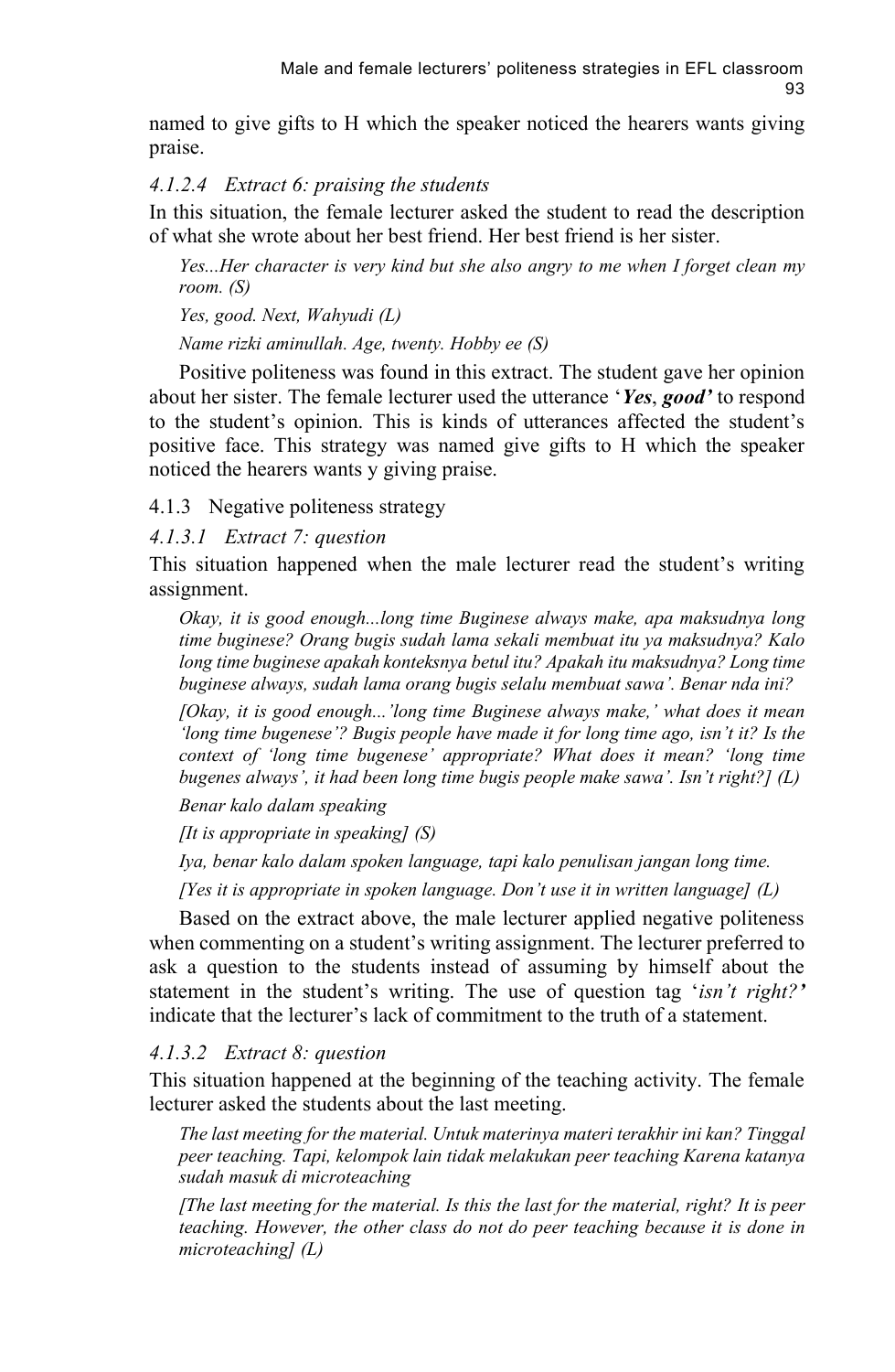named to give gifts to H which the speaker noticed the hearers wants giving praise.

#### 4.1.2.4 Extract 6: praising the students

In this situation, the female lecturer asked the student to read the description of what she wrote about her best friend. Her best friend is her sister.

> *Yes...Her character is very kind but she also angry to me when I forget clean my room. (S)*
>
> *Yes, good. Next, Wahyudi (L)*
>
> *Name rizki aminullah. Age, twenty. Hobby ee (S)*

Positive politeness was found in this extract. The student gave her opinion about her sister. The female lecturer used the utterance '***Yes***, ***good'*** to respond to the student's opinion. This is kinds of utterances affected the student's positive face. This strategy was named give gifts to H which the speaker noticed the hearers wants y giving praise.

### 4.1.3 Negative politeness strategy

#### 4.1.3.1 Extract 7: question

This situation happened when the male lecturer read the student's writing assignment.

> *Okay, it is good enough...long time Buginese always make, apa maksudnya long time buginese? Orang bugis sudah lama sekali membuat itu ya maksudnya? Kalo long time buginese apakah konteksnya betul itu? Apakah itu maksudnya? Long time buginese always, sudah lama orang bugis selalu membuat sawa'. Benar nda ini?*
>
> *[Okay, it is good enough...'long time Buginese always make,' what does it mean 'long time bugenese'? Bugis people have made it for long time ago, isn't it? Is the context of 'long time bugenese' appropriate? What does it mean? 'long time bugenes always', it had been long time bugis people make sawa'. Isn't right?] (L)*
>
> *Benar kalo dalam speaking*
>
> *[It is appropriate in speaking] (S)*
>
> *Iya, benar kalo dalam spoken language, tapi kalo penulisan jangan long time.*
>
> *[Yes it is appropriate in spoken language. Don't use it in written language] (L)*

Based on the extract above, the male lecturer applied negative politeness when commenting on a student's writing assignment. The lecturer preferred to ask a question to the students instead of assuming by himself about the statement in the student's writing. The use of question tag '*isn't right?'* indicate that the lecturer's lack of commitment to the truth of a statement.

#### 4.1.3.2 Extract 8: question

This situation happened at the beginning of the teaching activity. The female lecturer asked the students about the last meeting.

> *The last meeting for the material. Untuk materinya materi terakhir ini kan? Tinggal peer teaching. Tapi, kelompok lain tidak melakukan peer teaching Karena katanya sudah masuk di microteaching*
>
> *[The last meeting for the material. Is this the last for the material, right? It is peer teaching. However, the other class do not do peer teaching because it is done in microteaching] (L)*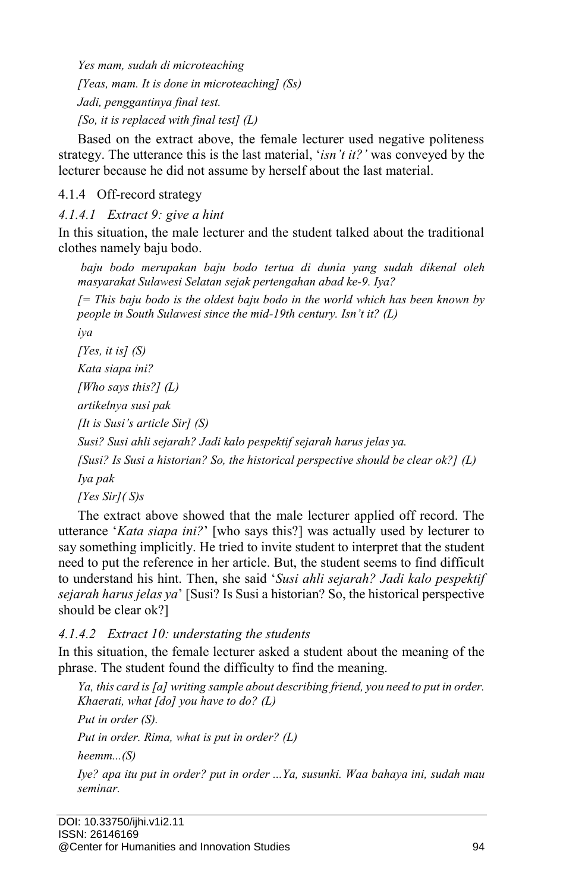*Yes mam, sudah di microteaching*

*[Yeas, mam. It is done in microteaching] (Ss)*

*Jadi, penggantinya final test.*

*[So, it is replaced with final test] (L)*

Based on the extract above, the female lecturer used negative politeness strategy. The utterance this is the last material, '*isn't it?'* was conveyed by the lecturer because he did not assume by herself about the last material.

### 4.1.4 Off-record strategy

#### *4.1.4.1 Extract 9: give a hint*

In this situation, the male lecturer and the student talked about the traditional clothes namely baju bodo.

> *baju bodo merupakan baju bodo tertua di dunia yang sudah dikenal oleh masyarakat Sulawesi Selatan sejak pertengahan abad ke-9. Iya?*
>
> *[= This baju bodo is the oldest baju bodo in the world which has been known by people in South Sulawesi since the mid-19th century. Isn't it? (L)*
>
> *iya*
>
> *[Yes, it is] (S)*
>
> *Kata siapa ini?*
>
> *[Who says this?] (L)*
>
> *artikelnya susi pak*
>
> *[It is Susi's article Sir] (S)*
>
> *Susi? Susi ahli sejarah? Jadi kalo pespektif sejarah harus jelas ya.*
>
> *[Susi? Is Susi a historian? So, the historical perspective should be clear ok?] (L)*
>
> *Iya pak*
>
> *[Yes Sir]( S)s*

The extract above showed that the male lecturer applied off record. The utterance '*Kata siapa ini?*' [who says this?] was actually used by lecturer to say something implicitly. He tried to invite student to interpret that the student need to put the reference in her article. But, the student seems to find difficult to understand his hint. Then, she said '*Susi ahli sejarah? Jadi kalo pespektif sejarah harus jelas ya*' [Susi? Is Susi a historian? So, the historical perspective should be clear ok?]

#### *4.1.4.2 Extract 10: understating the students*

In this situation, the female lecturer asked a student about the meaning of the phrase. The student found the difficulty to find the meaning.

> *Ya, this card is [a] writing sample about describing friend, you need to put in order. Khaerati, what [do] you have to do? (L)*
>
> *Put in order (S).*
>
> *Put in order. Rima, what is put in order? (L)*
>
> *heemm...(S)*
>
> *Iye? apa itu put in order? put in order ...Ya, susunki. Waa bahaya ini, sudah mau seminar.*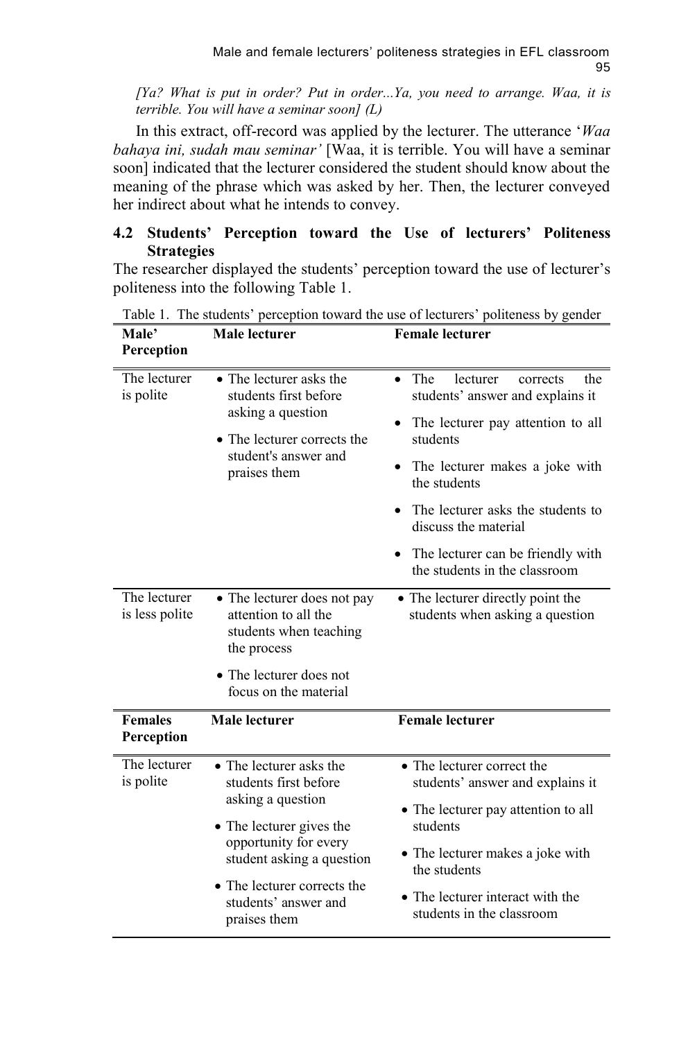*[Ya? What is put in order? Put in order...Ya, you need to arrange. Waa, it is terrible. You will have a seminar soon] (L)*

In this extract, off-record was applied by the lecturer. The utterance '*Waa bahaya ini, sudah mau seminar'* [Waa, it is terrible. You will have a seminar soon] indicated that the lecturer considered the student should know about the meaning of the phrase which was asked by her. Then, the lecturer conveyed her indirect about what he intends to convey.

## 4.2 Students' Perception toward the Use of lecturers' Politeness Strategies

The researcher displayed the students' perception toward the use of lecturer's politeness into the following Table 1.

Table 1. The students' perception toward the use of lecturers' politeness by gender

| Male' Perception | Male lecturer | Female lecturer |
|---|---|---|
| The lecturer is polite | • The lecturer asks the students first before asking a question<br>• The lecturer corrects the student's answer and praises them | • The lecturer corrects the students' answer and explains it<br>• The lecturer pay attention to all students<br>• The lecturer makes a joke with the students<br>• The lecturer asks the students to discuss the material<br>• The lecturer can be friendly with the students in the classroom |
| The lecturer is less polite | • The lecturer does not pay attention to all the students when teaching the process<br>• The lecturer does not focus on the material | • The lecturer directly point the students when asking a question |
| **Females Perception** | **Male lecturer** | **Female lecturer** |
| The lecturer is polite | • The lecturer asks the students first before asking a question<br>• The lecturer gives the opportunity for every student asking a question<br>• The lecturer corrects the students' answer and praises them | • The lecturer correct the students' answer and explains it<br>• The lecturer pay attention to all students<br>• The lecturer makes a joke with the students<br>• The lecturer interact with the students in the classroom |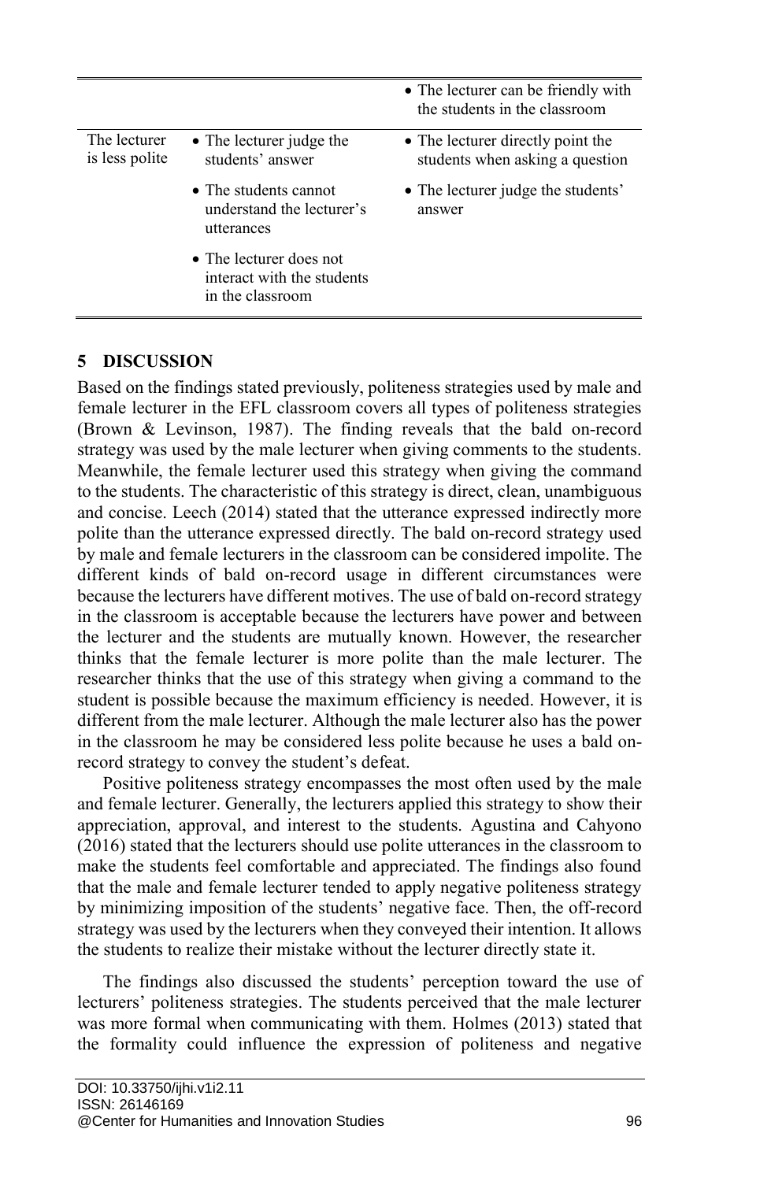| | | |
|---|---|---|
| | | • The lecturer can be friendly with the students in the classroom |
| The lecturer is less polite | • The lecturer judge the students' answer<br>• The students cannot understand the lecturer's utterances<br>• The lecturer does not interact with the students in the classroom | • The lecturer directly point the students when asking a question<br>• The lecturer judge the students' answer |

## 5 DISCUSSION

Based on the findings stated previously, politeness strategies used by male and female lecturer in the EFL classroom covers all types of politeness strategies (Brown & Levinson, 1987). The finding reveals that the bald on-record strategy was used by the male lecturer when giving comments to the students. Meanwhile, the female lecturer used this strategy when giving the command to the students. The characteristic of this strategy is direct, clean, unambiguous and concise. Leech (2014) stated that the utterance expressed indirectly more polite than the utterance expressed directly. The bald on-record strategy used by male and female lecturers in the classroom can be considered impolite. The different kinds of bald on-record usage in different circumstances were because the lecturers have different motives. The use of bald on-record strategy in the classroom is acceptable because the lecturers have power and between the lecturer and the students are mutually known. However, the researcher thinks that the female lecturer is more polite than the male lecturer. The researcher thinks that the use of this strategy when giving a command to the student is possible because the maximum efficiency is needed. However, it is different from the male lecturer. Although the male lecturer also has the power in the classroom he may be considered less polite because he uses a bald on-record strategy to convey the student's defeat.

Positive politeness strategy encompasses the most often used by the male and female lecturer. Generally, the lecturers applied this strategy to show their appreciation, approval, and interest to the students. Agustina and Cahyono (2016) stated that the lecturers should use polite utterances in the classroom to make the students feel comfortable and appreciated. The findings also found that the male and female lecturer tended to apply negative politeness strategy by minimizing imposition of the students' negative face. Then, the off-record strategy was used by the lecturers when they conveyed their intention. It allows the students to realize their mistake without the lecturer directly state it.

The findings also discussed the students' perception toward the use of lecturers' politeness strategies. The students perceived that the male lecturer was more formal when communicating with them. Holmes (2013) stated that the formality could influence the expression of politeness and negative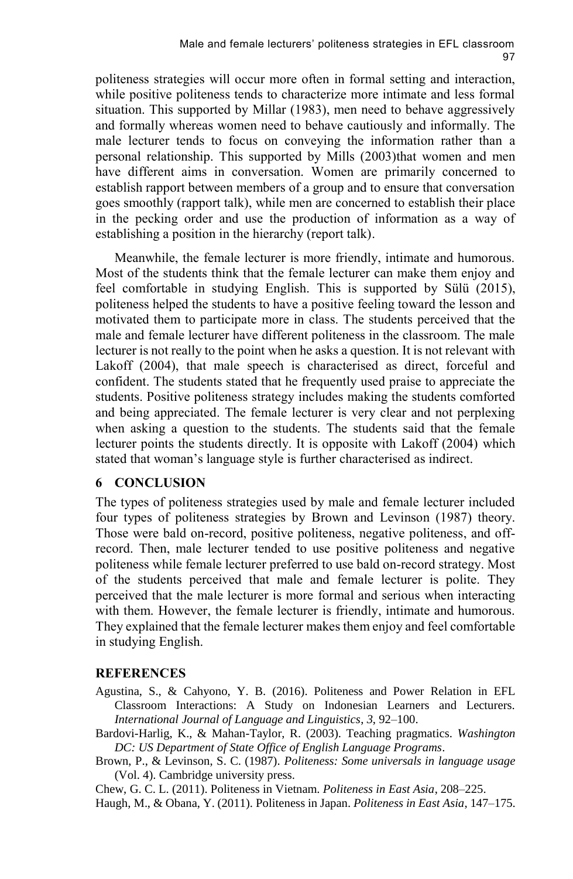politeness strategies will occur more often in formal setting and interaction, while positive politeness tends to characterize more intimate and less formal situation. This supported by Millar (1983), men need to behave aggressively and formally whereas women need to behave cautiously and informally. The male lecturer tends to focus on conveying the information rather than a personal relationship. This supported by Mills (2003)that women and men have different aims in conversation. Women are primarily concerned to establish rapport between members of a group and to ensure that conversation goes smoothly (rapport talk), while men are concerned to establish their place in the pecking order and use the production of information as a way of establishing a position in the hierarchy (report talk).

Meanwhile, the female lecturer is more friendly, intimate and humorous. Most of the students think that the female lecturer can make them enjoy and feel comfortable in studying English. This is supported by Sülü (2015), politeness helped the students to have a positive feeling toward the lesson and motivated them to participate more in class. The students perceived that the male and female lecturer have different politeness in the classroom. The male lecturer is not really to the point when he asks a question. It is not relevant with Lakoff (2004), that male speech is characterised as direct, forceful and confident. The students stated that he frequently used praise to appreciate the students. Positive politeness strategy includes making the students comforted and being appreciated. The female lecturer is very clear and not perplexing when asking a question to the students. The students said that the female lecturer points the students directly. It is opposite with Lakoff (2004) which stated that woman's language style is further characterised as indirect.

## 6 CONCLUSION

The types of politeness strategies used by male and female lecturer included four types of politeness strategies by Brown and Levinson (1987) theory. Those were bald on-record, positive politeness, negative politeness, and off-record. Then, male lecturer tended to use positive politeness and negative politeness while female lecturer preferred to use bald on-record strategy. Most of the students perceived that male and female lecturer is polite. They perceived that the male lecturer is more formal and serious when interacting with them. However, the female lecturer is friendly, intimate and humorous. They explained that the female lecturer makes them enjoy and feel comfortable in studying English.

## REFERENCES

Agustina, S., & Cahyono, Y. B. (2016). Politeness and Power Relation in EFL Classroom Interactions: A Study on Indonesian Learners and Lecturers. *International Journal of Language and Linguistics*, *3*, 92–100.

Bardovi-Harlig, K., & Mahan-Taylor, R. (2003). Teaching pragmatics. *Washington DC: US Department of State Office of English Language Programs*.

Brown, P., & Levinson, S. C. (1987). *Politeness: Some universals in language usage* (Vol. 4). Cambridge university press.

Chew, G. C. L. (2011). Politeness in Vietnam. *Politeness in East Asia*, 208–225.

Haugh, M., & Obana, Y. (2011). Politeness in Japan. *Politeness in East Asia*, 147–175.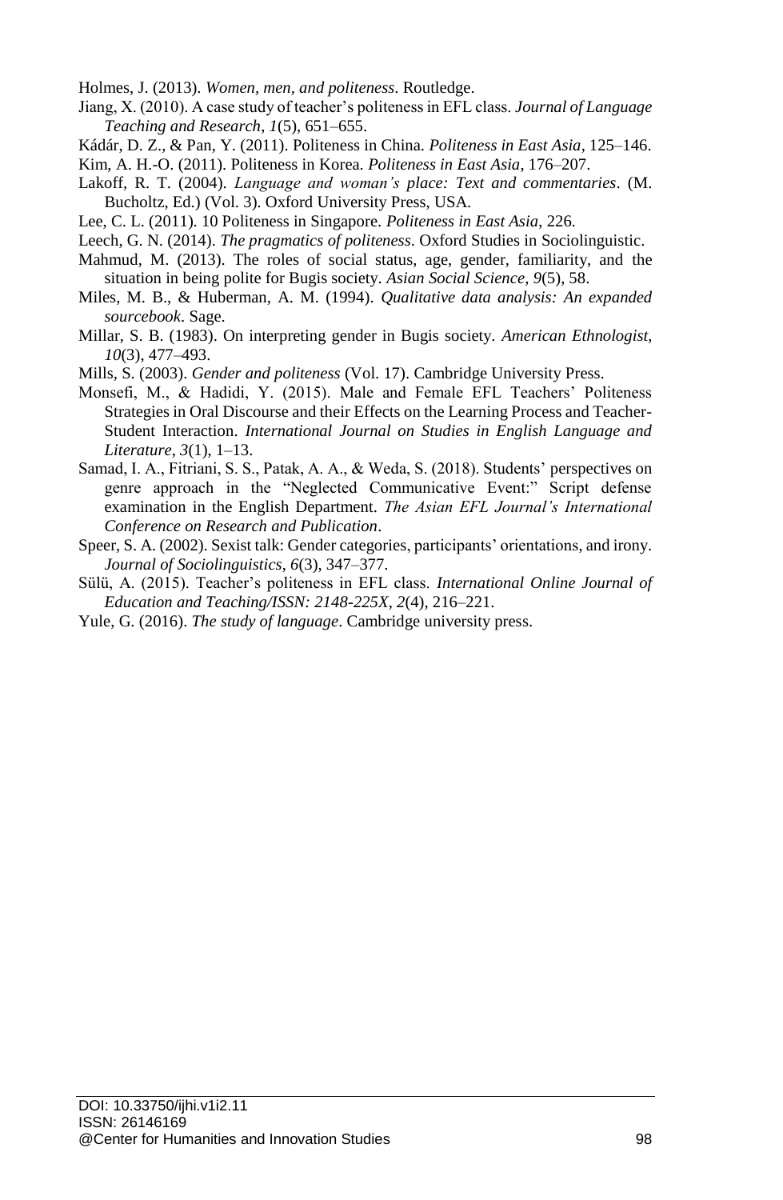Holmes, J. (2013). *Women, men, and politeness*. Routledge.

Jiang, X. (2010). A case study of teacher's politeness in EFL class. *Journal of Language Teaching and Research*, *1*(5), 651–655.

Kádár, D. Z., & Pan, Y. (2011). Politeness in China. *Politeness in East Asia*, 125–146.

Kim, A. H.-O. (2011). Politeness in Korea. *Politeness in East Asia*, 176–207.

Lakoff, R. T. (2004). *Language and woman's place: Text and commentaries*. (M. Bucholtz, Ed.) (Vol. 3). Oxford University Press, USA.

Lee, C. L. (2011). 10 Politeness in Singapore. *Politeness in East Asia*, 226.

Leech, G. N. (2014). *The pragmatics of politeness*. Oxford Studies in Sociolinguistic.

Mahmud, M. (2013). The roles of social status, age, gender, familiarity, and the situation in being polite for Bugis society. *Asian Social Science*, *9*(5), 58.

Miles, M. B., & Huberman, A. M. (1994). *Qualitative data analysis: An expanded sourcebook*. Sage.

Millar, S. B. (1983). On interpreting gender in Bugis society. *American Ethnologist*, *10*(3), 477–493.

Mills, S. (2003). *Gender and politeness* (Vol. 17). Cambridge University Press.

Monsefi, M., & Hadidi, Y. (2015). Male and Female EFL Teachers' Politeness Strategies in Oral Discourse and their Effects on the Learning Process and Teacher-Student Interaction. *International Journal on Studies in English Language and Literature*, *3*(1), 1–13.

Samad, I. A., Fitriani, S. S., Patak, A. A., & Weda, S. (2018). Students' perspectives on genre approach in the "Neglected Communicative Event:" Script defense examination in the English Department. *The Asian EFL Journal's International Conference on Research and Publication*.

Speer, S. A. (2002). Sexist talk: Gender categories, participants' orientations, and irony. *Journal of Sociolinguistics*, *6*(3), 347–377.

Sülü, A. (2015). Teacher's politeness in EFL class. *International Online Journal of Education and Teaching/ISSN: 2148-225X*, *2*(4), 216–221.

Yule, G. (2016). *The study of language*. Cambridge university press.